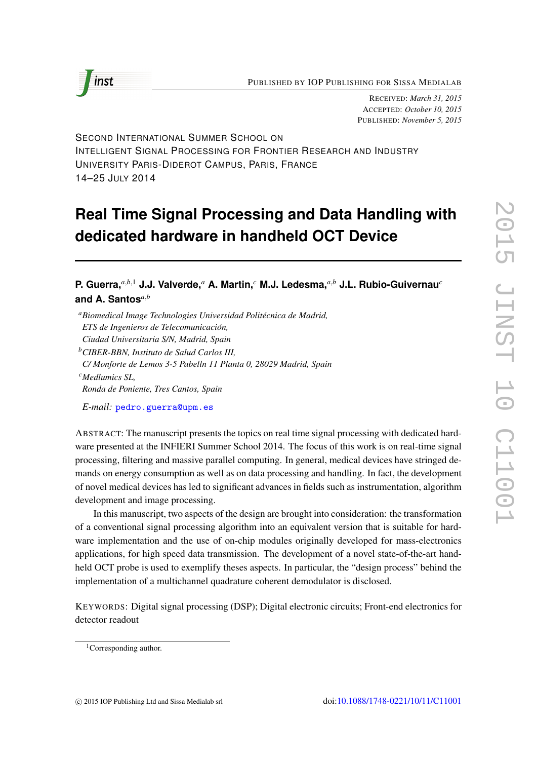PUBLISHED BY IOP PUBLISHING FOR SISSA MEDIALAB

RECEIVED: *March 31, 2015*
ACCEPTED: *October 10, 2015*
PUBLISHED: *November 5, 2015*

SECOND INTERNATIONAL SUMMER SCHOOL ON
INTELLIGENT SIGNAL PROCESSING FOR FRONTIER RESEARCH AND INDUSTRY
UNIVERSITY PARIS-DIDEROT CAMPUS, PARIS, FRANCE
14–25 JULY 2014

# Real Time Signal Processing and Data Handling with dedicated hardware in handheld OCT Device

**P. Guerra,**[a,b,1] **J.J. Valverde,**[a] **A. Martin,**[c] **M.J. Ledesma,**[a,b] **J.L. Rubio-Guivernau**[c] **and A. Santos**[a,b]

[a]*Biomedical Image Technologies Universidad Politécnica de Madrid, ETS de Ingenieros de Telecomunicacíón, Ciudad Universitaria S/N, Madrid, Spain*

[b]*CIBER-BBN, Instituto de Salud Carlos III, C/ Monforte de Lemos 3-5 Pabelln 11 Planta 0, 28029 Madrid, Spain*

[c]*Medlumics SL, Ronda de Poniente, Tres Cantos, Spain*

*E-mail:* pedro.guerra@upm.es

ABSTRACT: The manuscript presents the topics on real time signal processing with dedicated hardware presented at the INFIERI Summer School 2014. The focus of this work is on real-time signal processing, filtering and massive parallel computing. In general, medical devices have stringed demands on energy consumption as well as on data processing and handling. In fact, the development of novel medical devices has led to significant advances in fields such as instrumentation, algorithm development and image processing.

In this manuscript, two aspects of the design are brought into consideration: the transformation of a conventional signal processing algorithm into an equivalent version that is suitable for hardware implementation and the use of on-chip modules originally developed for mass-electronics applications, for high speed data transmission. The development of a novel state-of-the-art handheld OCT probe is used to exemplify theses aspects. In particular, the "design process" behind the implementation of a multichannel quadrature coherent demodulator is disclosed.

KEYWORDS: Digital signal processing (DSP); Digital electronic circuits; Front-end electronics for detector readout

[1]Corresponding author.

© 2015 IOP Publishing Ltd and Sissa Medialab srl — doi:10.1088/1748-0221/10/11/C11001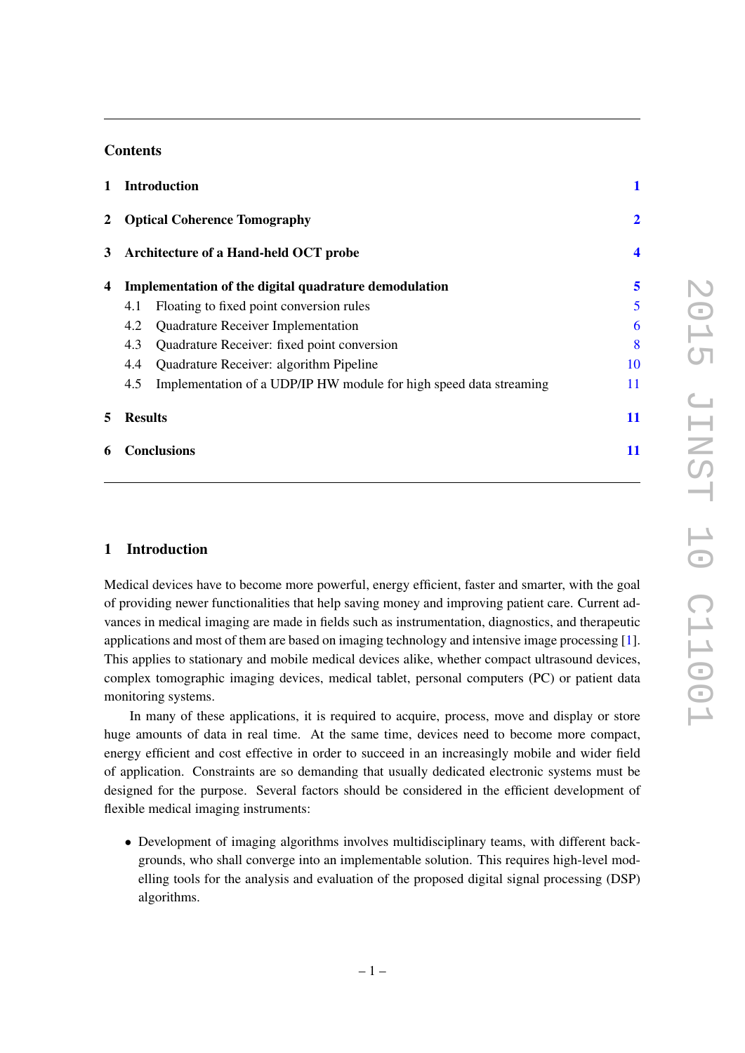## Contents

| | | |
|---|---|---|
| **1** | **Introduction** | **1** |
| **2** | **Optical Coherence Tomography** | **2** |
| **3** | **Architecture of a Hand-held OCT probe** | **4** |
| **4** | **Implementation of the digital quadrature demodulation** | **5** |
| 4.1 | Floating to fixed point conversion rules | 5 |
| 4.2 | Quadrature Receiver Implementation | 6 |
| 4.3 | Quadrature Receiver: fixed point conversion | 8 |
| 4.4 | Quadrature Receiver: algorithm Pipeline | 10 |
| 4.5 | Implementation of a UDP/IP HW module for high speed data streaming | 11 |
| **5** | **Results** | **11** |
| **6** | **Conclusions** | **11** |

# 1 Introduction

Medical devices have to become more powerful, energy efficient, faster and smarter, with the goal of providing newer functionalities that help saving money and improving patient care. Current advances in medical imaging are made in fields such as instrumentation, diagnostics, and therapeutic applications and most of them are based on imaging technology and intensive image processing [1]. This applies to stationary and mobile medical devices alike, whether compact ultrasound devices, complex tomographic imaging devices, medical tablet, personal computers (PC) or patient data monitoring systems.

In many of these applications, it is required to acquire, process, move and display or store huge amounts of data in real time. At the same time, devices need to become more compact, energy efficient and cost effective in order to succeed in an increasingly mobile and wider field of application. Constraints are so demanding that usually dedicated electronic systems must be designed for the purpose. Several factors should be considered in the efficient development of flexible medical imaging instruments:

- Development of imaging algorithms involves multidisciplinary teams, with different backgrounds, who shall converge into an implementable solution. This requires high-level modelling tools for the analysis and evaluation of the proposed digital signal processing (DSP) algorithms.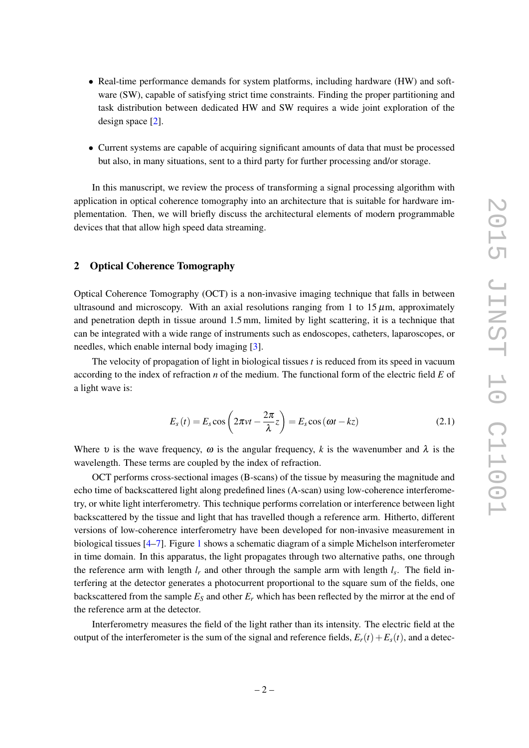- Real-time performance demands for system platforms, including hardware (HW) and software (SW), capable of satisfying strict time constraints. Finding the proper partitioning and task distribution between dedicated HW and SW requires a wide joint exploration of the design space [2].

- Current systems are capable of acquiring significant amounts of data that must be processed but also, in many situations, sent to a third party for further processing and/or storage.

In this manuscript, we review the process of transforming a signal processing algorithm with application in optical coherence tomography into an architecture that is suitable for hardware implementation. Then, we will briefly discuss the architectural elements of modern programmable devices that that allow high speed data streaming.

## 2 Optical Coherence Tomography

Optical Coherence Tomography (OCT) is a non-invasive imaging technique that falls in between ultrasound and microscopy. With an axial resolutions ranging from 1 to 15 $\mu$m, approximately and penetration depth in tissue around 1.5 mm, limited by light scattering, it is a technique that can be integrated with a wide range of instruments such as endoscopes, catheters, laparoscopes, or needles, which enable internal body imaging [3].

The velocity of propagation of light in biological tissues $t$ is reduced from its speed in vacuum according to the index of refraction $n$ of the medium. The functional form of the electric field $E$ of a light wave is:

$$E_s(t) = E_s \cos\left(2\pi vt - \frac{2\pi}{\lambda}z\right) = E_s \cos(\omega t - kz) \tag{2.1}$$

Where $\upsilon$ is the wave frequency, $\omega$ is the angular frequency, $k$ is the wavenumber and $\lambda$ is the wavelength. These terms are coupled by the index of refraction.

OCT performs cross-sectional images (B-scans) of the tissue by measuring the magnitude and echo time of backscattered light along predefined lines (A-scan) using low-coherence interferometry, or white light interferometry. This technique performs correlation or interference between light backscattered by the tissue and light that has travelled though a reference arm. Hitherto, different versions of low-coherence interferometry have been developed for non-invasive measurement in biological tissues [4–7]. Figure 1 shows a schematic diagram of a simple Michelson interferometer in time domain. In this apparatus, the light propagates through two alternative paths, one through the reference arm with length $l_r$ and other through the sample arm with length $l_s$. The field interfering at the detector generates a photocurrent proportional to the square sum of the fields, one backscattered from the sample $E_S$ and other $E_r$ which has been reflected by the mirror at the end of the reference arm at the detector.

Interferometry measures the field of the light rather than its intensity. The electric field at the output of the interferometer is the sum of the signal and reference fields, $E_r(t) + E_s(t)$, and a detec-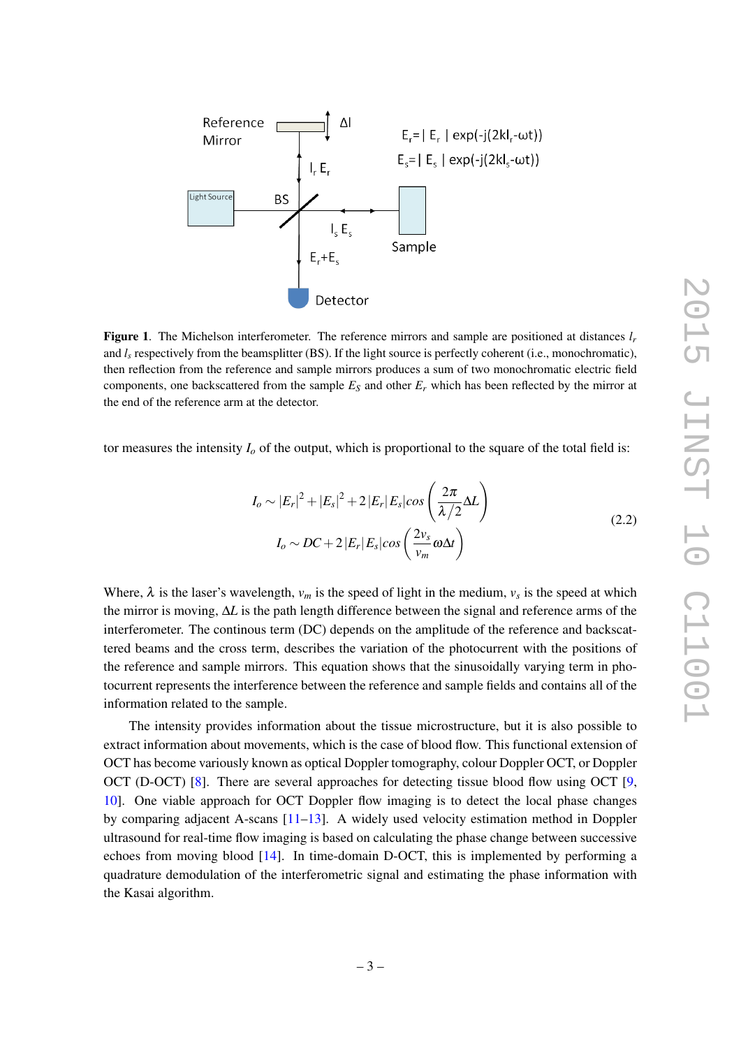**Figure 1**. The Michelson interferometer. The reference mirrors and sample are positioned at distances $l_r$ and $l_s$ respectively from the beamsplitter (BS). If the light source is perfectly coherent (i.e., monochromatic), then reflection from the reference and sample mirrors produces a sum of two monochromatic electric field components, one backscattered from the sample $E_S$ and other $E_r$ which has been reflected by the mirror at the end of the reference arm at the detector.

tor measures the intensity $I_o$ of the output, which is proportional to the square of the total field is:

$$
\begin{aligned}
I_o &\sim |E_r|^2 + |E_s|^2 + 2\,|E_r|\,E_s|cos\left(\frac{2\pi}{\lambda/2}\Delta L\right) \\
I_o &\sim DC + 2\,|E_r|\,E_s|cos\left(\frac{2v_s}{v_m}\omega\Delta t\right)
\end{aligned}
\tag{2.2}
$$

Where, $\lambda$ is the laser's wavelength, $v_m$ is the speed of light in the medium, $v_s$ is the speed at which the mirror is moving, $\Delta L$ is the path length difference between the signal and reference arms of the interferometer. The continous term (DC) depends on the amplitude of the reference and backscattered beams and the cross term, describes the variation of the photocurrent with the positions of the reference and sample mirrors. This equation shows that the sinusoidally varying term in photocurrent represents the interference between the reference and sample fields and contains all of the information related to the sample.

The intensity provides information about the tissue microstructure, but it is also possible to extract information about movements, which is the case of blood flow. This functional extension of OCT has become variously known as optical Doppler tomography, colour Doppler OCT, or Doppler OCT (D-OCT) [8]. There are several approaches for detecting tissue blood flow using OCT [9, 10]. One viable approach for OCT Doppler flow imaging is to detect the local phase changes by comparing adjacent A-scans [11–13]. A widely used velocity estimation method in Doppler ultrasound for real-time flow imaging is based on calculating the phase change between successive echoes from moving blood [14]. In time-domain D-OCT, this is implemented by performing a quadrature demodulation of the interferometric signal and estimating the phase information with the Kasai algorithm.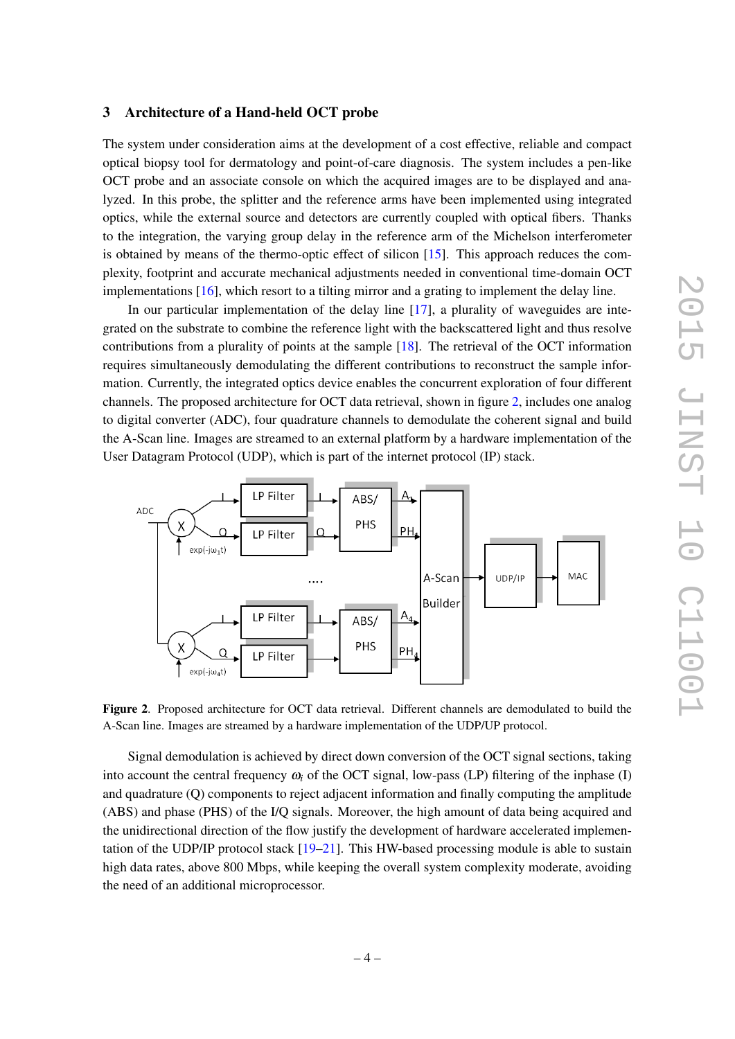## 3 Architecture of a Hand-held OCT probe

The system under consideration aims at the development of a cost effective, reliable and compact optical biopsy tool for dermatology and point-of-care diagnosis. The system includes a pen-like OCT probe and an associate console on which the acquired images are to be displayed and analyzed. In this probe, the splitter and the reference arms have been implemented using integrated optics, while the external source and detectors are currently coupled with optical fibers. Thanks to the integration, the varying group delay in the reference arm of the Michelson interferometer is obtained by means of the thermo-optic effect of silicon [15]. This approach reduces the complexity, footprint and accurate mechanical adjustments needed in conventional time-domain OCT implementations [16], which resort to a tilting mirror and a grating to implement the delay line.

In our particular implementation of the delay line [17], a plurality of waveguides are integrated on the substrate to combine the reference light with the backscattered light and thus resolve contributions from a plurality of points at the sample [18]. The retrieval of the OCT information requires simultaneously demodulating the different contributions to reconstruct the sample information. Currently, the integrated optics device enables the concurrent exploration of four different channels. The proposed architecture for OCT data retrieval, shown in figure 2, includes one analog to digital converter (ADC), four quadrature channels to demodulate the coherent signal and build the A-Scan line. Images are streamed to an external platform by a hardware implementation of the User Datagram Protocol (UDP), which is part of the internet protocol (IP) stack.

**Figure 2**. Proposed architecture for OCT data retrieval. Different channels are demodulated to build the A-Scan line. Images are streamed by a hardware implementation of the UDP/UP protocol.

Signal demodulation is achieved by direct down conversion of the OCT signal sections, taking into account the central frequency $\omega_i$ of the OCT signal, low-pass (LP) filtering of the inphase (I) and quadrature (Q) components to reject adjacent information and finally computing the amplitude (ABS) and phase (PHS) of the I/Q signals. Moreover, the high amount of data being acquired and the unidirectional direction of the flow justify the development of hardware accelerated implementation of the UDP/IP protocol stack [19–21]. This HW-based processing module is able to sustain high data rates, above 800 Mbps, while keeping the overall system complexity moderate, avoiding the need of an additional microprocessor.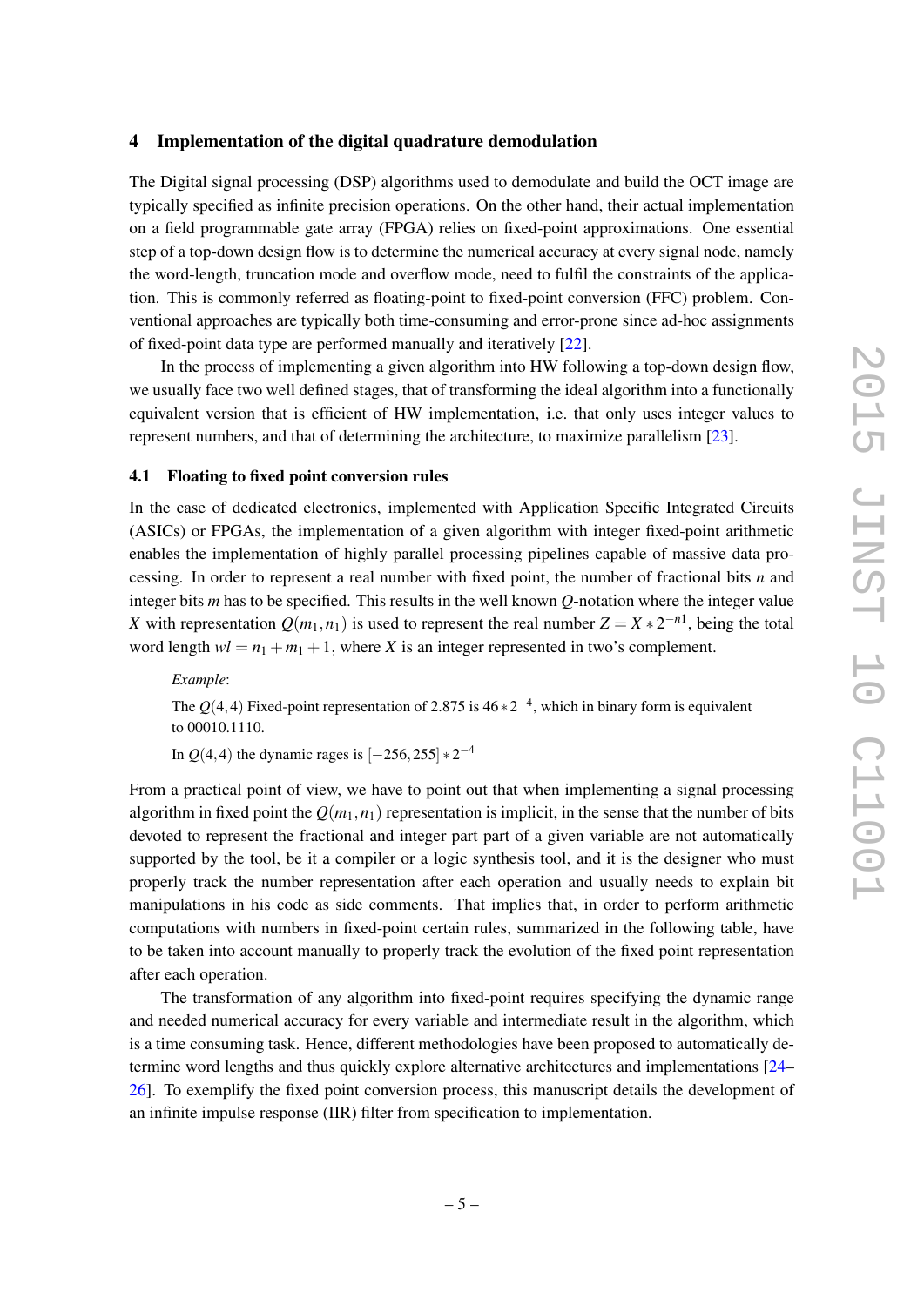## 4 Implementation of the digital quadrature demodulation

The Digital signal processing (DSP) algorithms used to demodulate and build the OCT image are typically specified as infinite precision operations. On the other hand, their actual implementation on a field programmable gate array (FPGA) relies on fixed-point approximations. One essential step of a top-down design flow is to determine the numerical accuracy at every signal node, namely the word-length, truncation mode and overflow mode, need to fulfil the constraints of the application. This is commonly referred as floating-point to fixed-point conversion (FFC) problem. Conventional approaches are typically both time-consuming and error-prone since ad-hoc assignments of fixed-point data type are performed manually and iteratively [22].

In the process of implementing a given algorithm into HW following a top-down design flow, we usually face two well defined stages, that of transforming the ideal algorithm into a functionally equivalent version that is efficient of HW implementation, i.e. that only uses integer values to represent numbers, and that of determining the architecture, to maximize parallelism [23].

### 4.1 Floating to fixed point conversion rules

In the case of dedicated electronics, implemented with Application Specific Integrated Circuits (ASICs) or FPGAs, the implementation of a given algorithm with integer fixed-point arithmetic enables the implementation of highly parallel processing pipelines capable of massive data processing. In order to represent a real number with fixed point, the number of fractional bits $n$ and integer bits $m$ has to be specified. This results in the well known $Q$-notation where the integer value $X$ with representation $Q(m_1, n_1)$ is used to represent the real number $Z = X * 2^{-n1}$, being the total word length $wl = n_1 + m_1 + 1$, where $X$ is an integer represented in two's complement.

> *Example*:
>
> The $Q(4,4)$ Fixed-point representation of 2.875 is $46 * 2^{-4}$, which in binary form is equivalent to 00010.1110.
>
> In $Q(4,4)$ the dynamic rages is $[-256, 255] * 2^{-4}$

From a practical point of view, we have to point out that when implementing a signal processing algorithm in fixed point the $Q(m_1, n_1)$ representation is implicit, in the sense that the number of bits devoted to represent the fractional and integer part part of a given variable are not automatically supported by the tool, be it a compiler or a logic synthesis tool, and it is the designer who must properly track the number representation after each operation and usually needs to explain bit manipulations in his code as side comments. That implies that, in order to perform arithmetic computations with numbers in fixed-point certain rules, summarized in the following table, have to be taken into account manually to properly track the evolution of the fixed point representation after each operation.

The transformation of any algorithm into fixed-point requires specifying the dynamic range and needed numerical accuracy for every variable and intermediate result in the algorithm, which is a time consuming task. Hence, different methodologies have been proposed to automatically determine word lengths and thus quickly explore alternative architectures and implementations [24–26]. To exemplify the fixed point conversion process, this manuscript details the development of an infinite impulse response (IIR) filter from specification to implementation.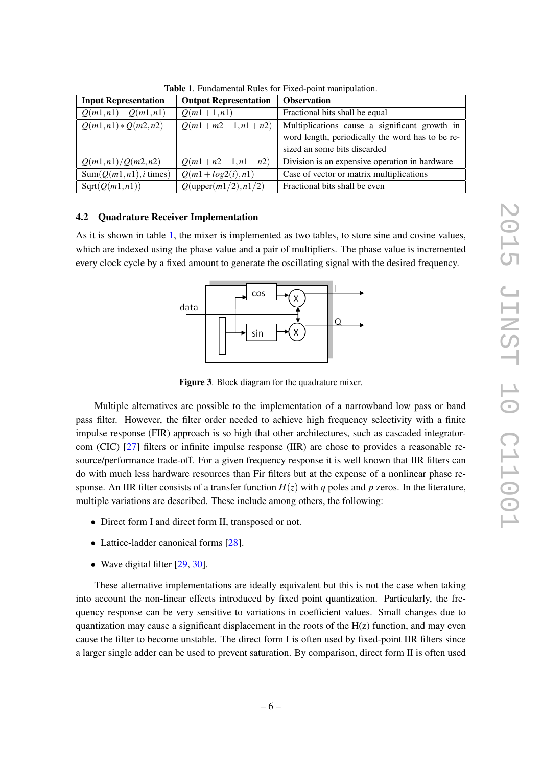**Table 1**. Fundamental Rules for Fixed-point manipulation.

| Input Representation | Output Representation | Observation |
|---|---|---|
| $Q(m1,n1)+Q(m1,n1)$ | $Q(m1+1,n1)$ | Fractional bits shall be equal |
| $Q(m1,n1)*Q(m2,n2)$ | $Q(m1+m2+1,n1+n2)$ | Multiplications cause a significant growth in word length, periodically the word has to be re-sized an some bits discarded |
| $Q(m1,n1)/Q(m2,n2)$ | $Q(m1+n2+1,n1-n2)$ | Division is an expensive operation in hardware |
| Sum($Q(m1,n1)$, $i$ times) | $Q(m1+log2(i),n1)$ | Case of vector or matrix multiplications |
| Sqrt($Q(m1,n1)$) | $Q(\text{upper}(m1/2),n1/2)$ | Fractional bits shall be even |

### 4.2 Quadrature Receiver Implementation

As it is shown in table 1, the mixer is implemented as two tables, to store sine and cosine values, which are indexed using the phase value and a pair of multipliers. The phase value is incremented every clock cycle by a fixed amount to generate the oscillating signal with the desired frequency.

**Figure 3**. Block diagram for the quadrature mixer.

Multiple alternatives are possible to the implementation of a narrowband low pass or band pass filter. However, the filter order needed to achieve high frequency selectivity with a finite impulse response (FIR) approach is so high that other architectures, such as cascaded integrator-com (CIC) [27] filters or infinite impulse response (IIR) are chose to provides a reasonable resource/performance trade-off. For a given frequency response it is well known that IIR filters can do with much less hardware resources than Fir filters but at the expense of a nonlinear phase response. An IIR filter consists of a transfer function $H(z)$ with $q$ poles and $p$ zeros. In the literature, multiple variations are described. These include among others, the following:

- Direct form I and direct form II, transposed or not.
- Lattice-ladder canonical forms [28].
- Wave digital filter [29, 30].

These alternative implementations are ideally equivalent but this is not the case when taking into account the non-linear effects introduced by fixed point quantization. Particularly, the frequency response can be very sensitive to variations in coefficient values. Small changes due to quantization may cause a significant displacement in the roots of the H(z) function, and may even cause the filter to become unstable. The direct form I is often used by fixed-point IIR filters since a larger single adder can be used to prevent saturation. By comparison, direct form II is often used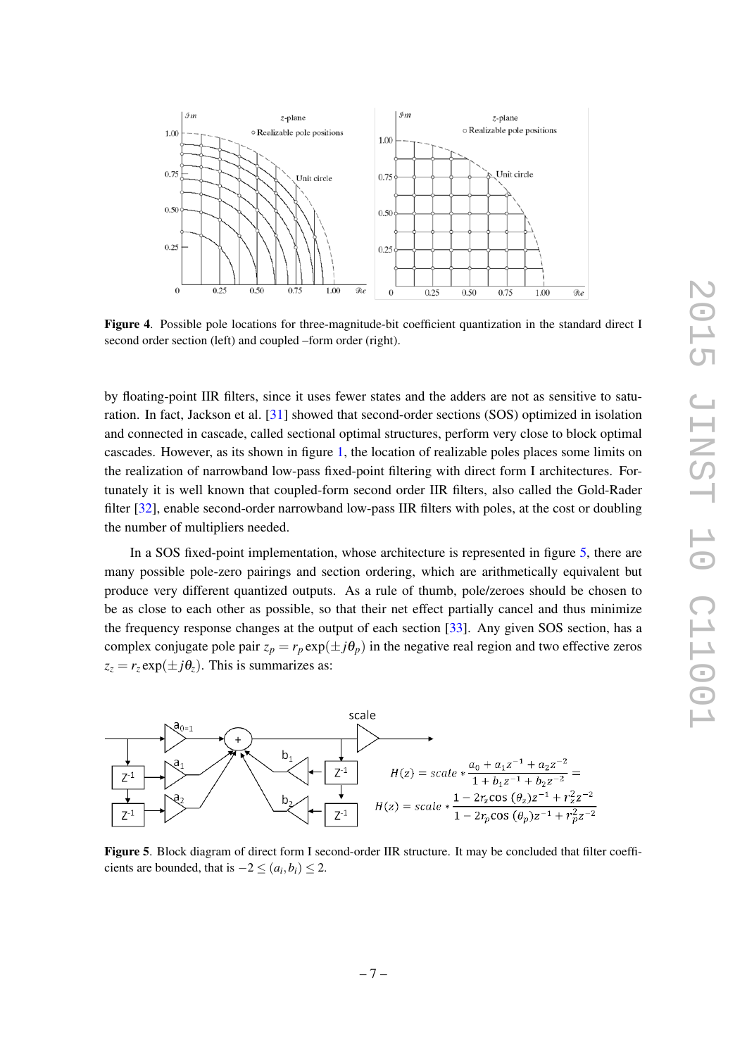**Figure 4**. Possible pole locations for three-magnitude-bit coefficient quantization in the standard direct I second order section (left) and coupled –form order (right).

by floating-point IIR filters, since it uses fewer states and the adders are not as sensitive to saturation. In fact, Jackson et al. [31] showed that second-order sections (SOS) optimized in isolation and connected in cascade, called sectional optimal structures, perform very close to block optimal cascades. However, as its shown in figure 1, the location of realizable poles places some limits on the realization of narrowband low-pass fixed-point filtering with direct form I architectures. Fortunately it is well known that coupled-form second order IIR filters, also called the Gold-Rader filter [32], enable second-order narrowband low-pass IIR filters with poles, at the cost or doubling the number of multipliers needed.

In a SOS fixed-point implementation, whose architecture is represented in figure 5, there are many possible pole-zero pairings and section ordering, which are arithmetically equivalent but produce very different quantized outputs. As a rule of thumb, pole/zeroes should be chosen to be as close to each other as possible, so that their net effect partially cancel and thus minimize the frequency response changes at the output of each section [33]. Any given SOS section, has a complex conjugate pole pair $z_p = r_p \exp(\pm j\theta_p)$ in the negative real region and two effective zeros $z_z = r_z \exp(\pm j\theta_z)$. This is summarizes as:

$$H(z) = scale * \frac{a_0 + a_1 z^{-1} + a_2 z^{-2}}{1 + b_1 z^{-1} + b_2 z^{-2}} =$$

$$H(z) = scale * \frac{1 - 2r_z \cos(\theta_z) z^{-1} + r_z^2 z^{-2}}{1 - 2r_p \cos(\theta_p) z^{-1} + r_p^2 z^{-2}}$$

**Figure 5**. Block diagram of direct form I second-order IIR structure. It may be concluded that filter coefficients are bounded, that is $-2 \leq (a_i, b_i) \leq 2$.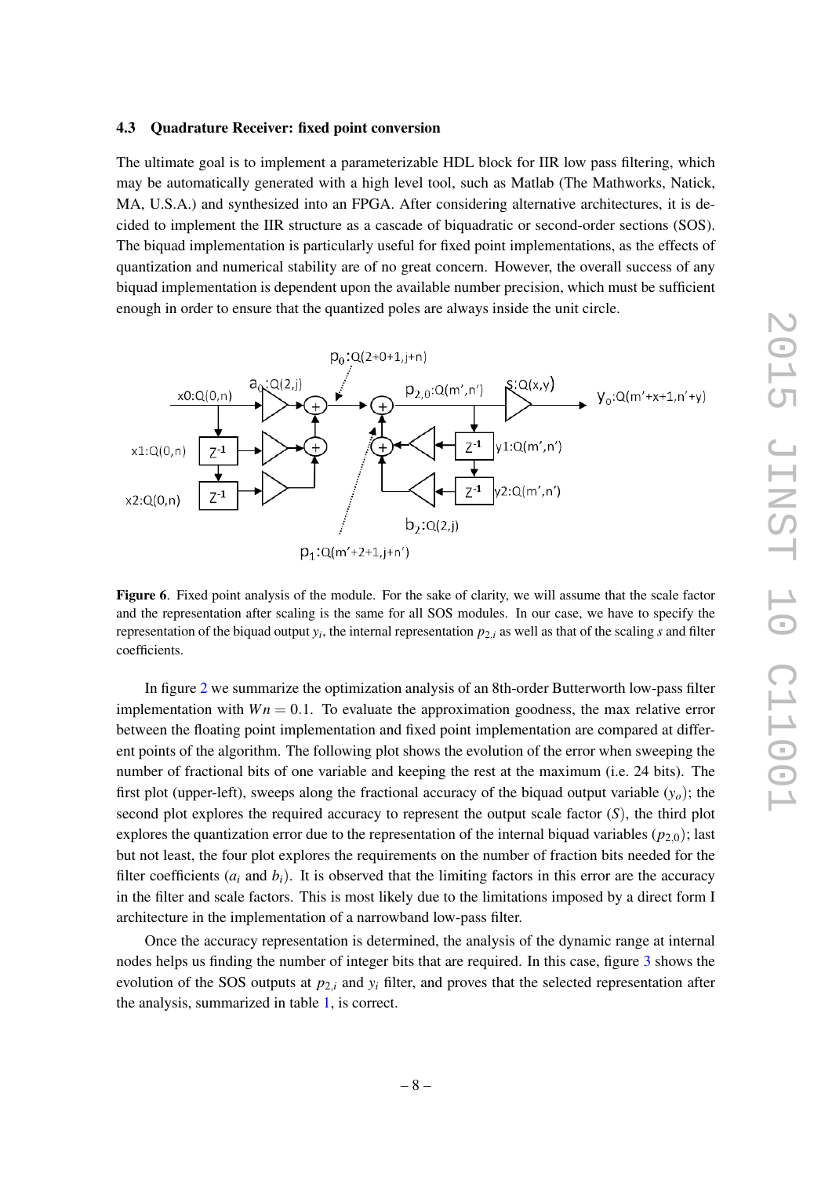### 4.3 Quadrature Receiver: fixed point conversion

The ultimate goal is to implement a parameterizable HDL block for IIR low pass filtering, which may be automatically generated with a high level tool, such as Matlab (The Mathworks, Natick, MA, U.S.A.) and synthesized into an FPGA. After considering alternative architectures, it is decided to implement the IIR structure as a cascade of biquadratic or second-order sections (SOS). The biquad implementation is particularly useful for fixed point implementations, as the effects of quantization and numerical stability are of no great concern. However, the overall success of any biquad implementation is dependent upon the available number precision, which must be sufficient enough in order to ensure that the quantized poles are always inside the unit circle.

**Figure 6**. Fixed point analysis of the module. For the sake of clarity, we will assume that the scale factor and the representation after scaling is the same for all SOS modules. In our case, we have to specify the representation of the biquad output $y_i$, the internal representation $p_{2,i}$ as well as that of the scaling $s$ and filter coefficients.

In figure 2 we summarize the optimization analysis of an 8th-order Butterworth low-pass filter implementation with $Wn = 0.1$. To evaluate the approximation goodness, the max relative error between the floating point implementation and fixed point implementation are compared at different points of the algorithm. The following plot shows the evolution of the error when sweeping the number of fractional bits of one variable and keeping the rest at the maximum (i.e. 24 bits). The first plot (upper-left), sweeps along the fractional accuracy of the biquad output variable ($y_o$); the second plot explores the required accuracy to represent the output scale factor ($S$), the third plot explores the quantization error due to the representation of the internal biquad variables ($p_{2,0}$); last but not least, the four plot explores the requirements on the number of fraction bits needed for the filter coefficients ($a_i$ and $b_i$). It is observed that the limiting factors in this error are the accuracy in the filter and scale factors. This is most likely due to the limitations imposed by a direct form I architecture in the implementation of a narrowband low-pass filter.

Once the accuracy representation is determined, the analysis of the dynamic range at internal nodes helps us finding the number of integer bits that are required. In this case, figure 3 shows the evolution of the SOS outputs at $p_{2,i}$ and $y_i$ filter, and proves that the selected representation after the analysis, summarized in table 1, is correct.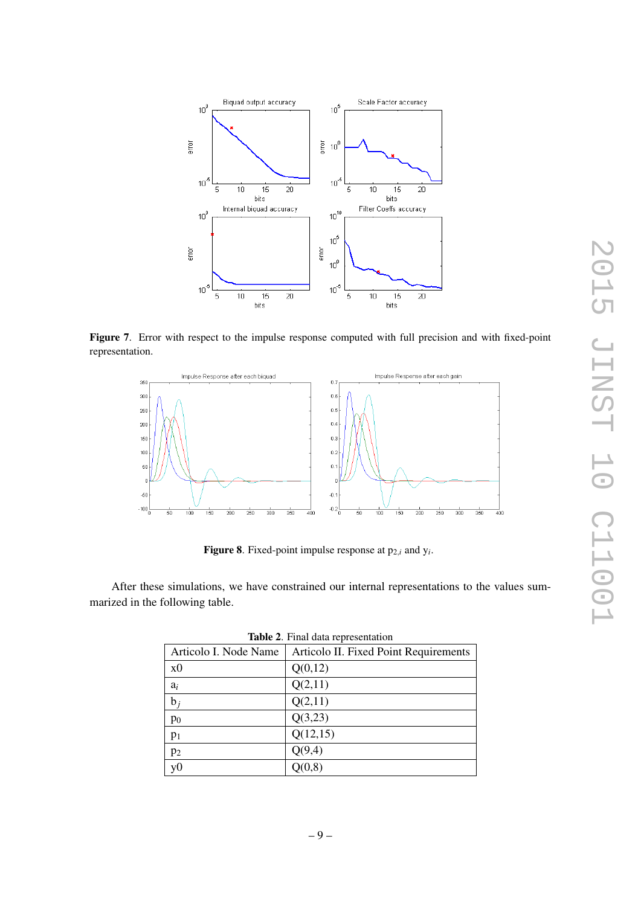**Figure 7**. Error with respect to the impulse response computed with full precision and with fixed-point representation.

**Figure 8**. Fixed-point impulse response at $p_{2,i}$ and $y_i$.

After these simulations, we have constrained our internal representations to the values summarized in the following table.

**Table 2**. Final data representation

| Articolo I. Node Name | Articolo II. Fixed Point Requirements |
|---|---|
| x0 | Q(0,12) |
| $a_i$ | Q(2,11) |
| $b_j$ | Q(2,11) |
| $p_0$ | Q(3,23) |
| $p_1$ | Q(12,15) |
| $p_2$ | Q(9,4) |
| y0 | Q(0,8) |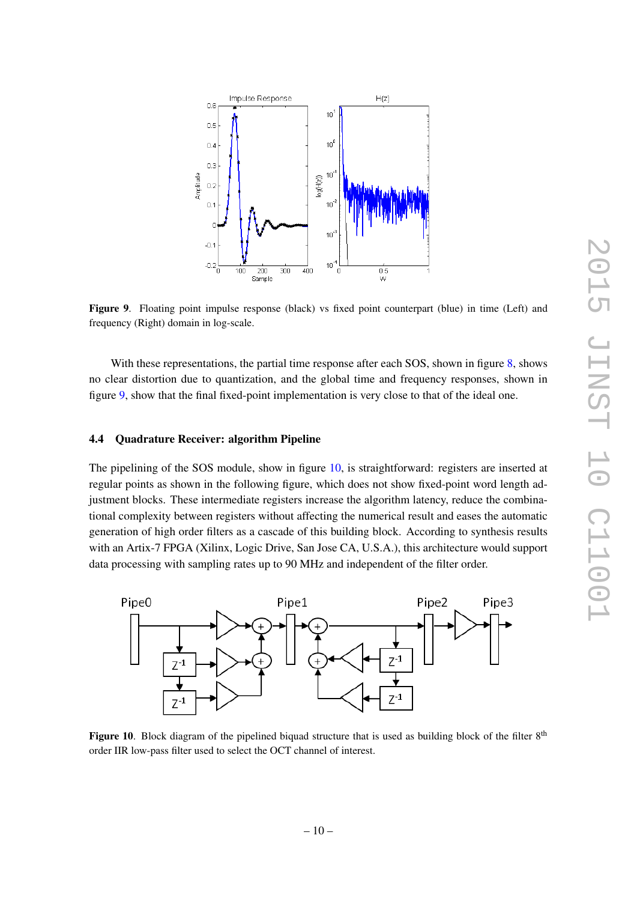**Figure 9**. Floating point impulse response (black) vs fixed point counterpart (blue) in time (Left) and frequency (Right) domain in log-scale.

With these representations, the partial time response after each SOS, shown in figure 8, shows no clear distortion due to quantization, and the global time and frequency responses, shown in figure 9, show that the final fixed-point implementation is very close to that of the ideal one.

### 4.4 Quadrature Receiver: algorithm Pipeline

The pipelining of the SOS module, show in figure 10, is straightforward: registers are inserted at regular points as shown in the following figure, which does not show fixed-point word length adjustment blocks. These intermediate registers increase the algorithm latency, reduce the combinational complexity between registers without affecting the numerical result and eases the automatic generation of high order filters as a cascade of this building block. According to synthesis results with an Artix-7 FPGA (Xilinx, Logic Drive, San Jose CA, U.S.A.), this architecture would support data processing with sampling rates up to 90 MHz and independent of the filter order.

**Figure 10**. Block diagram of the pipelined biquad structure that is used as building block of the filter 8th order IIR low-pass filter used to select the OCT channel of interest.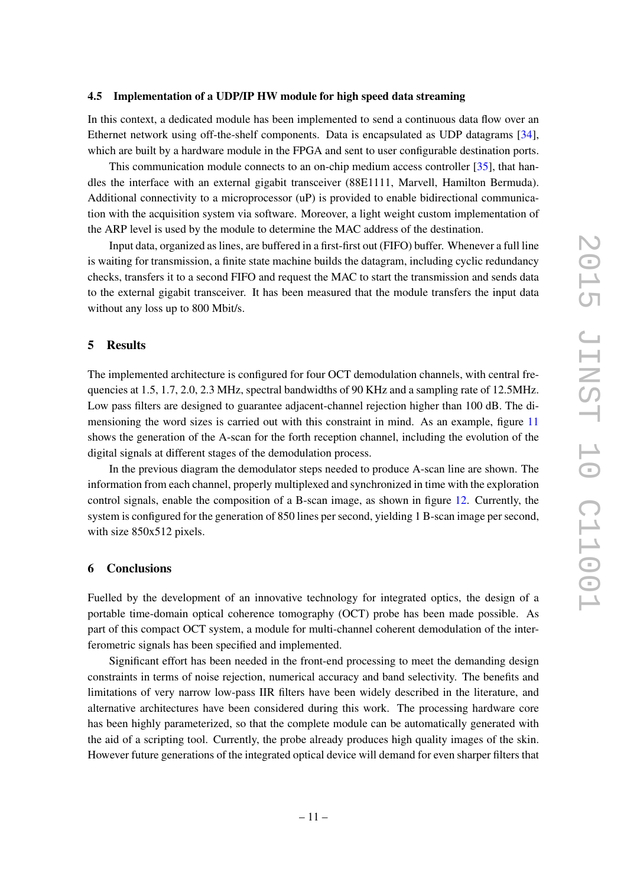### 4.5 Implementation of a UDP/IP HW module for high speed data streaming

In this context, a dedicated module has been implemented to send a continuous data flow over an Ethernet network using off-the-shelf components. Data is encapsulated as UDP datagrams [34], which are built by a hardware module in the FPGA and sent to user configurable destination ports.

This communication module connects to an on-chip medium access controller [35], that handles the interface with an external gigabit transceiver (88E1111, Marvell, Hamilton Bermuda). Additional connectivity to a microprocessor (uP) is provided to enable bidirectional communication with the acquisition system via software. Moreover, a light weight custom implementation of the ARP level is used by the module to determine the MAC address of the destination.

Input data, organized as lines, are buffered in a first-first out (FIFO) buffer. Whenever a full line is waiting for transmission, a finite state machine builds the datagram, including cyclic redundancy checks, transfers it to a second FIFO and request the MAC to start the transmission and sends data to the external gigabit transceiver. It has been measured that the module transfers the input data without any loss up to 800 Mbit/s.

## 5 Results

The implemented architecture is configured for four OCT demodulation channels, with central frequencies at 1.5, 1.7, 2.0, 2.3 MHz, spectral bandwidths of 90 KHz and a sampling rate of 12.5MHz. Low pass filters are designed to guarantee adjacent-channel rejection higher than 100 dB. The dimensioning the word sizes is carried out with this constraint in mind. As an example, figure 11 shows the generation of the A-scan for the forth reception channel, including the evolution of the digital signals at different stages of the demodulation process.

In the previous diagram the demodulator steps needed to produce A-scan line are shown. The information from each channel, properly multiplexed and synchronized in time with the exploration control signals, enable the composition of a B-scan image, as shown in figure 12. Currently, the system is configured for the generation of 850 lines per second, yielding 1 B-scan image per second, with size 850x512 pixels.

## 6 Conclusions

Fuelled by the development of an innovative technology for integrated optics, the design of a portable time-domain optical coherence tomography (OCT) probe has made possible. As part of this compact OCT system, a module for multi-channel coherent demodulation of the interferometric signals has been specified and implemented.

Significant effort has been needed in the front-end processing to meet the demanding design constraints in terms of noise rejection, numerical accuracy and band selectivity. The benefits and limitations of very narrow low-pass IIR filters have been widely described in the literature, and alternative architectures have been considered during this work. The processing hardware core has been highly parameterized, so that the complete module can be automatically generated with the aid of a scripting tool. Currently, the probe already produces high quality images of the skin. However future generations of the integrated optical device will demand for even sharper filters that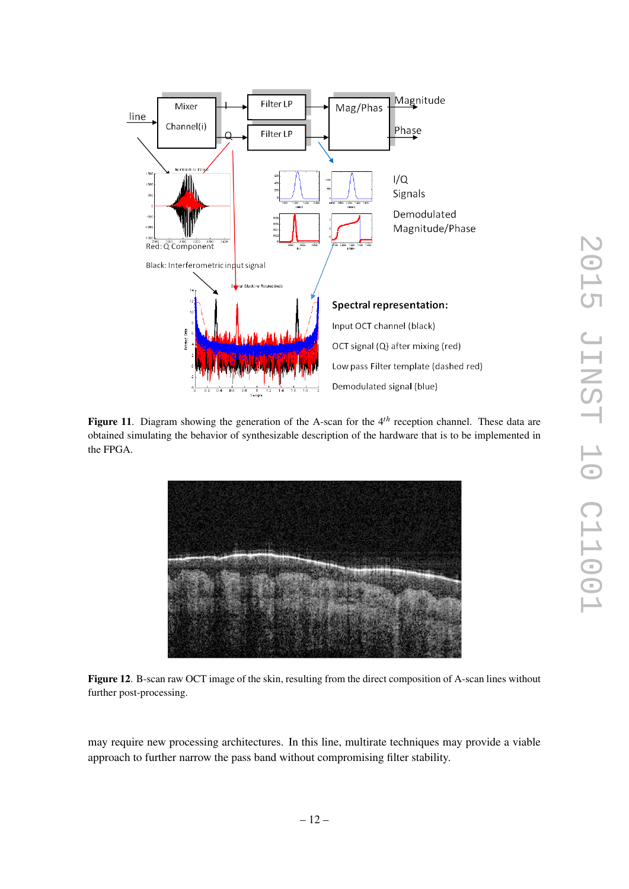**Figure 11**. Diagram showing the generation of the A-scan for the $4^{th}$ reception channel. These data are obtained simulating the behavior of synthesizable description of the hardware that is to be implemented in the FPGA.

**Figure 12**. B-scan raw OCT image of the skin, resulting from the direct composition of A-scan lines without further post-processing.

may require new processing architectures. In this line, multirate techniques may provide a viable approach to further narrow the pass band without compromising filter stability.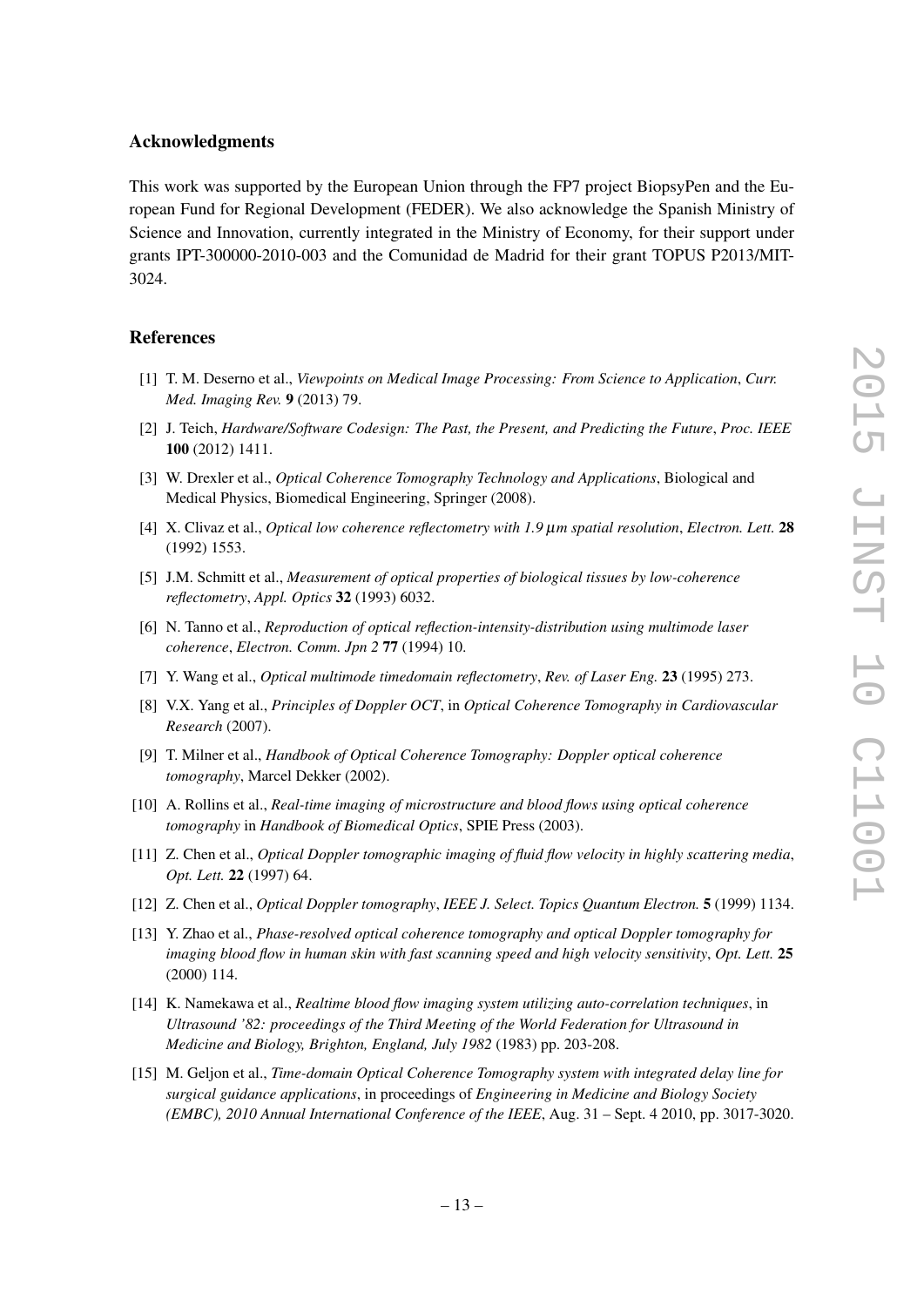## Acknowledgments

This work was supported by the European Union through the FP7 project BiopsyPen and the European Fund for Regional Development (FEDER). We also acknowledge the Spanish Ministry of Science and Innovation, currently integrated in the Ministry of Economy, for their support under grants IPT-300000-2010-003 and the Comunidad de Madrid for their grant TOPUS P2013/MIT-3024.

## References

[1] T. M. Deserno et al., *Viewpoints on Medical Image Processing: From Science to Application*, *Curr. Med. Imaging Rev.* **9** (2013) 79.

[2] J. Teich, *Hardware/Software Codesign: The Past, the Present, and Predicting the Future*, *Proc. IEEE* **100** (2012) 1411.

[3] W. Drexler et al., *Optical Coherence Tomography Technology and Applications*, Biological and Medical Physics, Biomedical Engineering, Springer (2008).

[4] X. Clivaz et al., *Optical low coherence reflectometry with 1.9 $\mu$m spatial resolution*, *Electron. Lett.* **28** (1992) 1553.

[5] J.M. Schmitt et al., *Measurement of optical properties of biological tissues by low-coherence reflectometry*, *Appl. Optics* **32** (1993) 6032.

[6] N. Tanno et al., *Reproduction of optical reflection-intensity-distribution using multimode laser coherence*, *Electron. Comm. Jpn 2* **77** (1994) 10.

[7] Y. Wang et al., *Optical multimode timedomain reflectometry*, *Rev. of Laser Eng.* **23** (1995) 273.

[8] V.X. Yang et al., *Principles of Doppler OCT*, in *Optical Coherence Tomography in Cardiovascular Research* (2007).

[9] T. Milner et al., *Handbook of Optical Coherence Tomography: Doppler optical coherence tomography*, Marcel Dekker (2002).

[10] A. Rollins et al., *Real-time imaging of microstructure and blood flows using optical coherence tomography* in *Handbook of Biomedical Optics*, SPIE Press (2003).

[11] Z. Chen et al., *Optical Doppler tomographic imaging of fluid flow velocity in highly scattering media*, *Opt. Lett.* **22** (1997) 64.

[12] Z. Chen et al., *Optical Doppler tomography*, *IEEE J. Select. Topics Quantum Electron.* **5** (1999) 1134.

[13] Y. Zhao et al., *Phase-resolved optical coherence tomography and optical Doppler tomography for imaging blood flow in human skin with fast scanning speed and high velocity sensitivity*, *Opt. Lett.* **25** (2000) 114.

[14] K. Namekawa et al., *Realtime blood flow imaging system utilizing auto-correlation techniques*, in *Ultrasound '82: proceedings of the Third Meeting of the World Federation for Ultrasound in Medicine and Biology, Brighton, England, July 1982* (1983) pp. 203-208.

[15] M. Geljon et al., *Time-domain Optical Coherence Tomography system with integrated delay line for surgical guidance applications*, in proceedings of *Engineering in Medicine and Biology Society (EMBC), 2010 Annual International Conference of the IEEE*, Aug. 31 – Sept. 4 2010, pp. 3017-3020.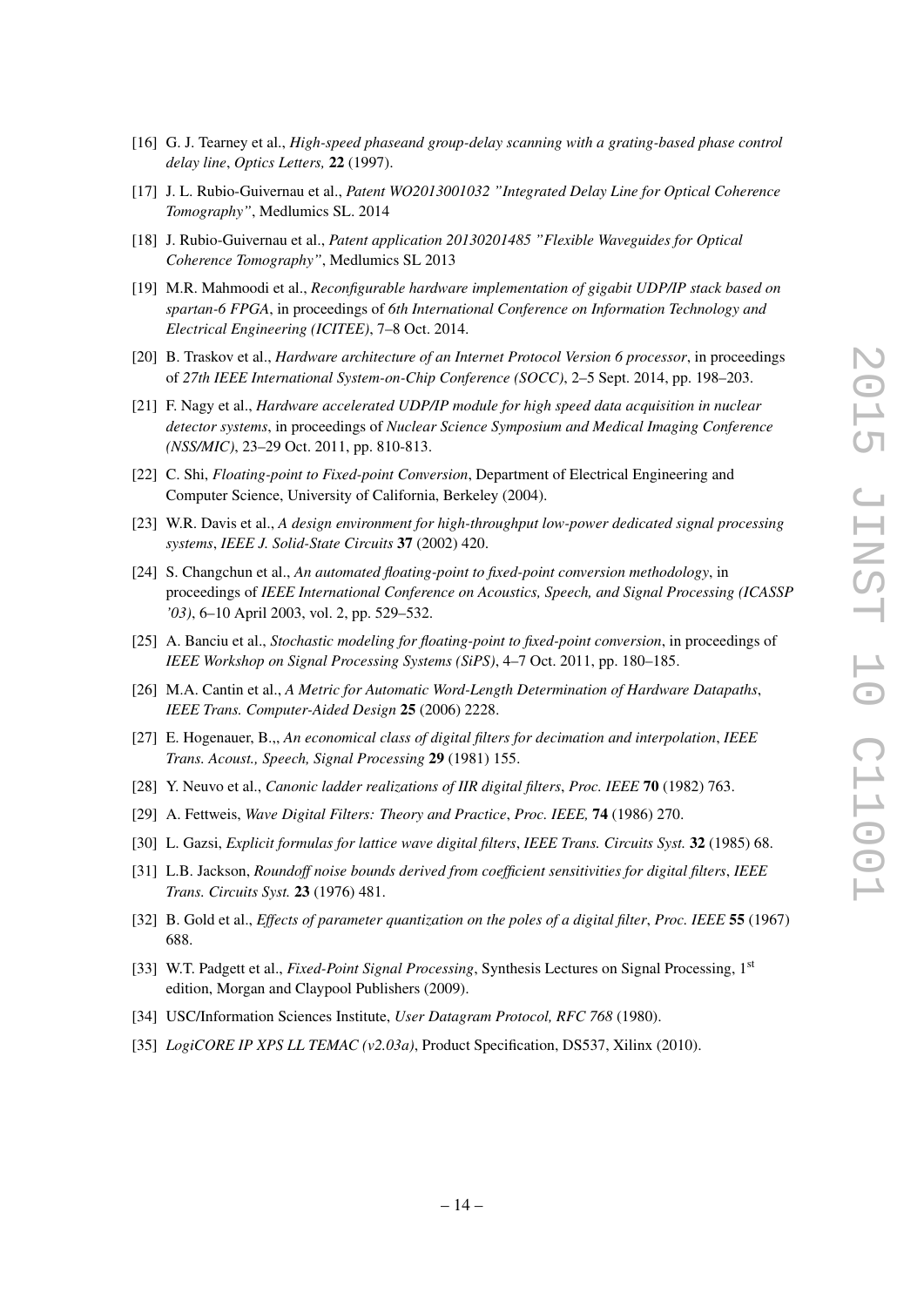[16] G. J. Tearney et al., *High-speed phaseand group-delay scanning with a grating-based phase control delay line*, *Optics Letters,* **22** (1997).

[17] J. L. Rubio-Guivernau et al., *Patent WO2013001032 "Integrated Delay Line for Optical Coherence Tomography"*, Medlumics SL. 2014

[18] J. Rubio-Guivernau et al., *Patent application 20130201485 "Flexible Waveguides for Optical Coherence Tomography"*, Medlumics SL 2013

[19] M.R. Mahmoodi et al., *Reconfigurable hardware implementation of gigabit UDP/IP stack based on spartan-6 FPGA*, in proceedings of *6th International Conference on Information Technology and Electrical Engineering (ICITEE)*, 7–8 Oct. 2014.

[20] B. Traskov et al., *Hardware architecture of an Internet Protocol Version 6 processor*, in proceedings of *27th IEEE International System-on-Chip Conference (SOCC)*, 2–5 Sept. 2014, pp. 198–203.

[21] F. Nagy et al., *Hardware accelerated UDP/IP module for high speed data acquisition in nuclear detector systems*, in proceedings of *Nuclear Science Symposium and Medical Imaging Conference (NSS/MIC)*, 23–29 Oct. 2011, pp. 810-813.

[22] C. Shi, *Floating-point to Fixed-point Conversion*, Department of Electrical Engineering and Computer Science, University of California, Berkeley (2004).

[23] W.R. Davis et al., *A design environment for high-throughput low-power dedicated signal processing systems*, *IEEE J. Solid-State Circuits* **37** (2002) 420.

[24] S. Changchun et al., *An automated floating-point to fixed-point conversion methodology*, in proceedings of *IEEE International Conference on Acoustics, Speech, and Signal Processing (ICASSP '03)*, 6–10 April 2003, vol. 2, pp. 529–532.

[25] A. Banciu et al., *Stochastic modeling for floating-point to fixed-point conversion*, in proceedings of *IEEE Workshop on Signal Processing Systems (SiPS)*, 4–7 Oct. 2011, pp. 180–185.

[26] M.A. Cantin et al., *A Metric for Automatic Word-Length Determination of Hardware Datapaths*, *IEEE Trans. Computer-Aided Design* **25** (2006) 2228.

[27] E. Hogenauer, B.,, *An economical class of digital filters for decimation and interpolation*, *IEEE Trans. Acoust., Speech, Signal Processing* **29** (1981) 155.

[28] Y. Neuvo et al., *Canonic ladder realizations of IIR digital filters*, *Proc. IEEE* **70** (1982) 763.

[29] A. Fettweis, *Wave Digital Filters: Theory and Practice*, *Proc. IEEE,* **74** (1986) 270.

[30] L. Gazsi, *Explicit formulas for lattice wave digital filters*, *IEEE Trans. Circuits Syst.* **32** (1985) 68.

[31] L.B. Jackson, *Roundoff noise bounds derived from coefficient sensitivities for digital filters*, *IEEE Trans. Circuits Syst.* **23** (1976) 481.

[32] B. Gold et al., *Effects of parameter quantization on the poles of a digital filter*, *Proc. IEEE* **55** (1967) 688.

[33] W.T. Padgett et al., *Fixed-Point Signal Processing*, Synthesis Lectures on Signal Processing, 1st edition, Morgan and Claypool Publishers (2009).

[34] USC/Information Sciences Institute, *User Datagram Protocol, RFC 768* (1980).

[35] *LogiCORE IP XPS LL TEMAC (v2.03a)*, Product Specification, DS537, Xilinx (2010).